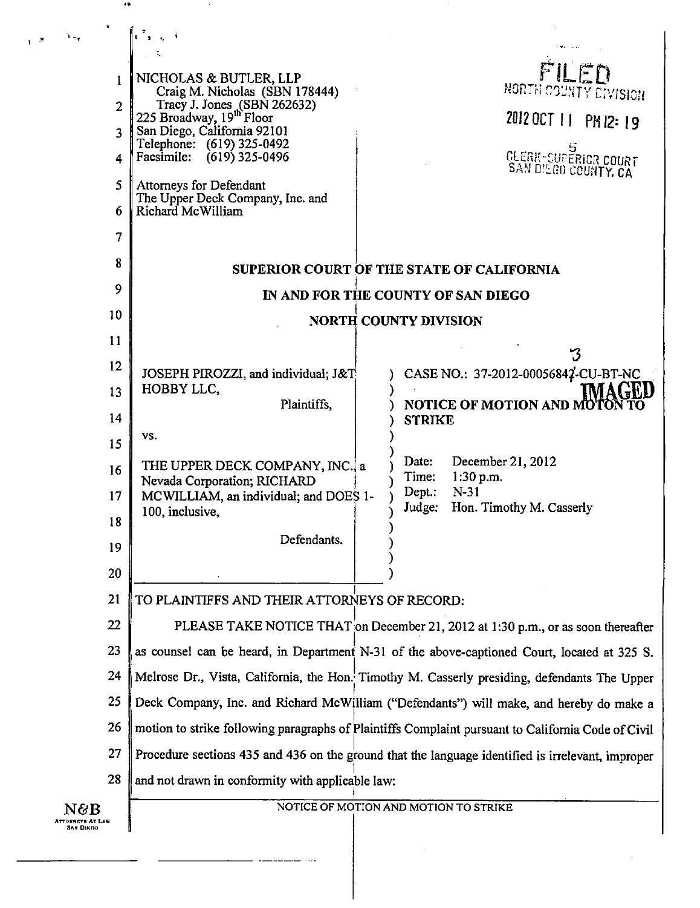NICHOLAS & BUTLER, LLP
Craig M. Nicholas (SBN 178444)
Tracy J. Jones (SBN 262632)
225 Broadway, 19th Floor
San Diego, California 92101
Telephone: (619) 325-0492
Facsimile: (619) 325-0496

Attorneys for Defendant
The Upper Deck Company, Inc. and
Richard McWilliam

FILED
NORTH COUNTY DIVISION
2012 OCT 11 PM 12: 19
CLERK-SUPERIOR COURT
SAN DIEGO COUNTY, CA

**SUPERIOR COURT OF THE STATE OF CALIFORNIA**

**IN AND FOR THE COUNTY OF SAN DIEGO**

**NORTH COUNTY DIVISION**

| | |
|---|---|
| JOSEPH PIROZZI, and individual; J&T HOBBY LLC,<br><br>Plaintiffs,<br><br>vs.<br><br>THE UPPER DECK COMPANY, INC., a Nevada Corporation; RICHARD MCWILLIAM, an individual; and DOES 1-100, inclusive,<br><br>Defendants. | CASE NO.: 37-2012-00056843-CU-BT-NC<br><br>**NOTICE OF MOTION AND MOTON TO STRIKE**<br><br>Date: December 21, 2012<br>Time: 1:30 p.m.<br>Dept.: N-31<br>Judge: Hon. Timothy M. Casserly |

IMAGED

TO PLAINTIFFS AND THEIR ATTORNEYS OF RECORD:

PLEASE TAKE NOTICE THAT on December 21, 2012 at 1:30 p.m., or as soon thereafter as counsel can be heard, in Department N-31 of the above-captioned Court, located at 325 S. Melrose Dr., Vista, California, the Hon. Timothy M. Casserly presiding, defendants The Upper Deck Company, Inc. and Richard McWilliam ("Defendants") will make, and hereby do make a motion to strike following paragraphs of Plaintiffs Complaint pursuant to California Code of Civil Procedure sections 435 and 436 on the ground that the language identified is irrelevant, improper and not drawn in conformity with applicable law:

NOTICE OF MOTION AND MOTION TO STRIKE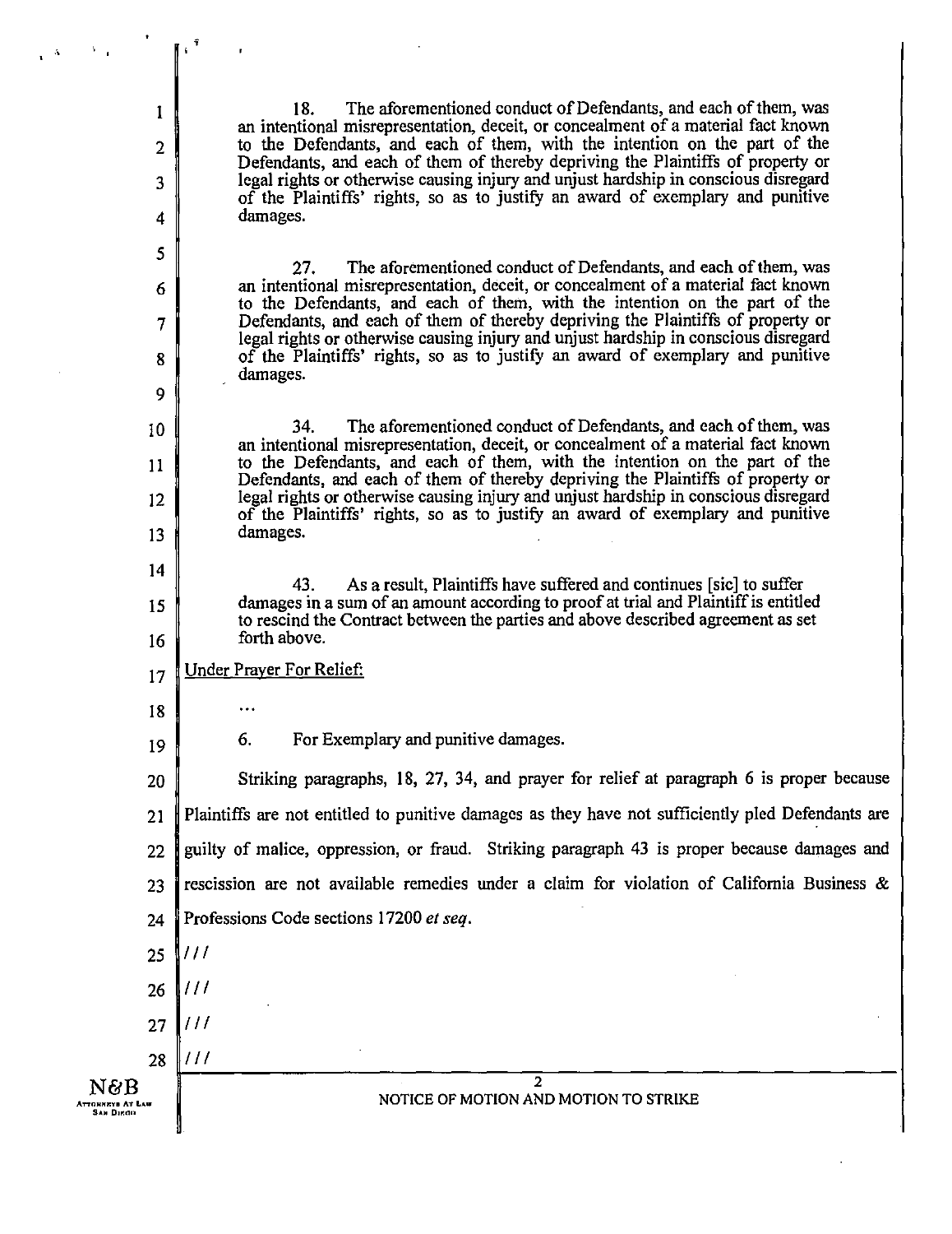18. The aforementioned conduct of Defendants, and each of them, was an intentional misrepresentation, deceit, or concealment of a material fact known to the Defendants, and each of them, with the intention on the part of the Defendants, and each of them of thereby depriving the Plaintiffs of property or legal rights or otherwise causing injury and unjust hardship in conscious disregard of the Plaintiffs' rights, so as to justify an award of exemplary and punitive damages.

27. The aforementioned conduct of Defendants, and each of them, was an intentional misrepresentation, deceit, or concealment of a material fact known to the Defendants, and each of them, with the intention on the part of the Defendants, and each of them of thereby depriving the Plaintiffs of property or legal rights or otherwise causing injury and unjust hardship in conscious disregard of the Plaintiffs' rights, so as to justify an award of exemplary and punitive damages.

34. The aforementioned conduct of Defendants, and each of them, was an intentional misrepresentation, deceit, or concealment of a material fact known to the Defendants, and each of them, with the intention on the part of the Defendants, and each of them of thereby depriving the Plaintiffs of property or legal rights or otherwise causing injury and unjust hardship in conscious disregard of the Plaintiffs' rights, so as to justify an award of exemplary and punitive damages.

43. As a result, Plaintiffs have suffered and continues [sic] to suffer damages in a sum of an amount according to proof at trial and Plaintiff is entitled to rescind the Contract between the parties and above described agreement as set forth above.

Under Prayer For Relief:

...

6. For Exemplary and punitive damages.

Striking paragraphs, 18, 27, 34, and prayer for relief at paragraph 6 is proper because Plaintiffs are not entitled to punitive damages as they have not sufficiently pled Defendants are guilty of malice, oppression, or fraud. Striking paragraph 43 is proper because damages and rescission are not available remedies under a claim for violation of California Business & Professions Code sections 17200 *et seq*.

///

///

///

///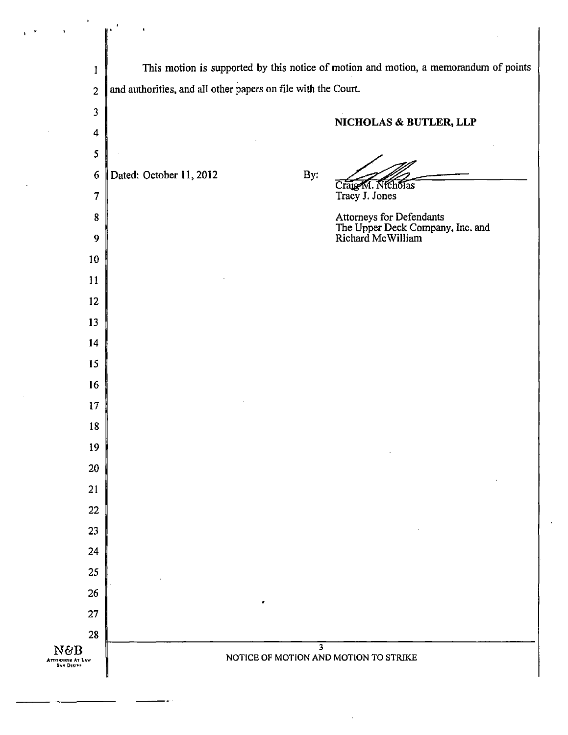This motion is supported by this notice of motion and motion, a memorandum of points and authorities, and all other papers on file with the Court.

**NICHOLAS & BUTLER, LLP**

Dated: October 11, 2012

By: ______________________
Craig M. Nicholas
Tracy J. Jones

Attorneys for Defendants
The Upper Deck Company, Inc. and
Richard McWilliam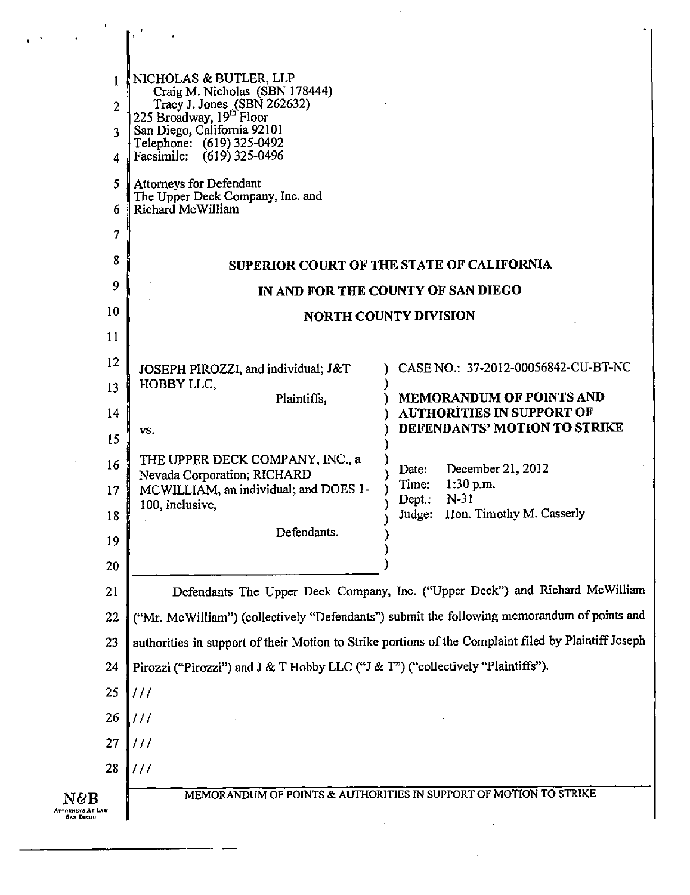NICHOLAS & BUTLER, LLP
Craig M. Nicholas (SBN 178444)
Tracy J. Jones (SBN 262632)
225 Broadway, 19th Floor
San Diego, California 92101
Telephone: (619) 325-0492
Facsimile: (619) 325-0496

Attorneys for Defendant
The Upper Deck Company, Inc. and
Richard McWilliam

**SUPERIOR COURT OF THE STATE OF CALIFORNIA**

**IN AND FOR THE COUNTY OF SAN DIEGO**

**NORTH COUNTY DIVISION**

| | |
|---|---|
| JOSEPH PIROZZI, and individual; J&T HOBBY LLC,<br><br>Plaintiffs,<br><br>vs.<br><br>THE UPPER DECK COMPANY, INC., a Nevada Corporation; RICHARD MCWILLIAM, an individual; and DOES 1-100, inclusive,<br><br>Defendants. | CASE NO.: 37-2012-00056842-CU-BT-NC<br><br>**MEMORANDUM OF POINTS AND AUTHORITIES IN SUPPORT OF DEFENDANTS' MOTION TO STRIKE**<br><br>Date: December 21, 2012<br>Time: 1:30 p.m.<br>Dept.: N-31<br>Judge: Hon. Timothy M. Casserly |

Defendants The Upper Deck Company, Inc. ("Upper Deck") and Richard McWilliam ("Mr. McWilliam") (collectively "Defendants") submit the following memorandum of points and authorities in support of their Motion to Strike portions of the Complaint filed by Plaintiff Joseph Pirozzi ("Pirozzi") and J & T Hobby LLC ("J & T") ("collectively "Plaintiffs").

///

///

///

///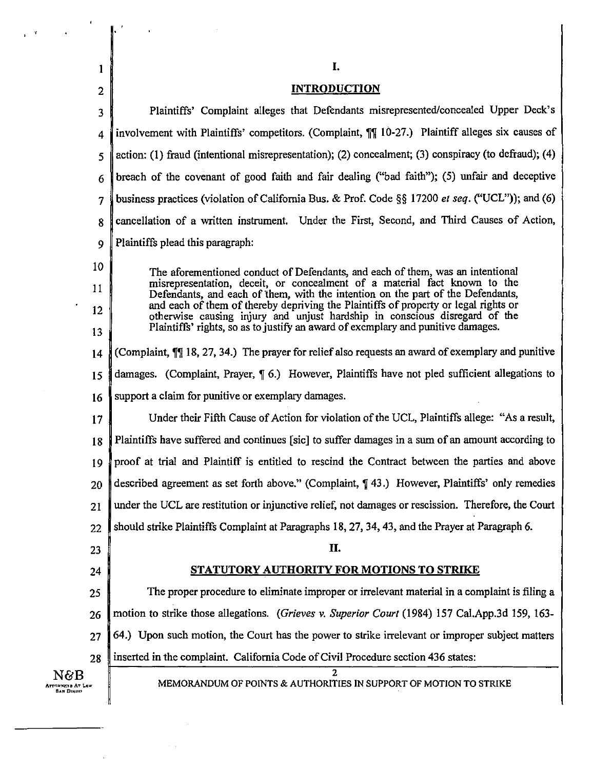## I.

## INTRODUCTION

Plaintiffs' Complaint alleges that Defendants misrepresented/concealed Upper Deck's involvement with Plaintiffs' competitors. (Complaint, ¶¶ 10-27.) Plaintiff alleges six causes of action: (1) fraud (intentional misrepresentation); (2) concealment; (3) conspiracy (to defraud); (4) breach of the covenant of good faith and fair dealing ("bad faith"); (5) unfair and deceptive business practices (violation of California Bus. & Prof. Code §§ 17200 *et seq.* ("UCL")); and (6) cancellation of a written instrument. Under the First, Second, and Third Causes of Action, Plaintiffs plead this paragraph:

> The aforementioned conduct of Defendants, and each of them, was an intentional misrepresentation, deceit, or concealment of a material fact known to the Defendants, and each of them, with the intention on the part of the Defendants, and each of them of thereby depriving the Plaintiffs of property or legal rights or otherwise causing injury and unjust hardship in conscious disregard of the Plaintiffs' rights, so as to justify an award of exemplary and punitive damages.

(Complaint, ¶¶ 18, 27, 34.) The prayer for relief also requests an award of exemplary and punitive damages. (Complaint, Prayer, ¶ 6.) However, Plaintiffs have not pled sufficient allegations to support a claim for punitive or exemplary damages.

Under their Fifth Cause of Action for violation of the UCL, Plaintiffs allege: "As a result, Plaintiffs have suffered and continues [sic] to suffer damages in a sum of an amount according to proof at trial and Plaintiff is entitled to rescind the Contract between the parties and above described agreement as set forth above." (Complaint, ¶ 43.) However, Plaintiffs' only remedies under the UCL are restitution or injunctive relief, not damages or rescission. Therefore, the Court should strike Plaintiffs Complaint at Paragraphs 18, 27, 34, 43, and the Prayer at Paragraph 6.

## II.

## STATUTORY AUTHORITY FOR MOTIONS TO STRIKE

The proper procedure to eliminate improper or irrelevant material in a complaint is filing a motion to strike those allegations. (*Grieves v. Superior Court* (1984) 157 Cal.App.3d 159, 163-64.) Upon such motion, the Court has the power to strike irrelevant or improper subject matters inserted in the complaint. California Code of Civil Procedure section 436 states: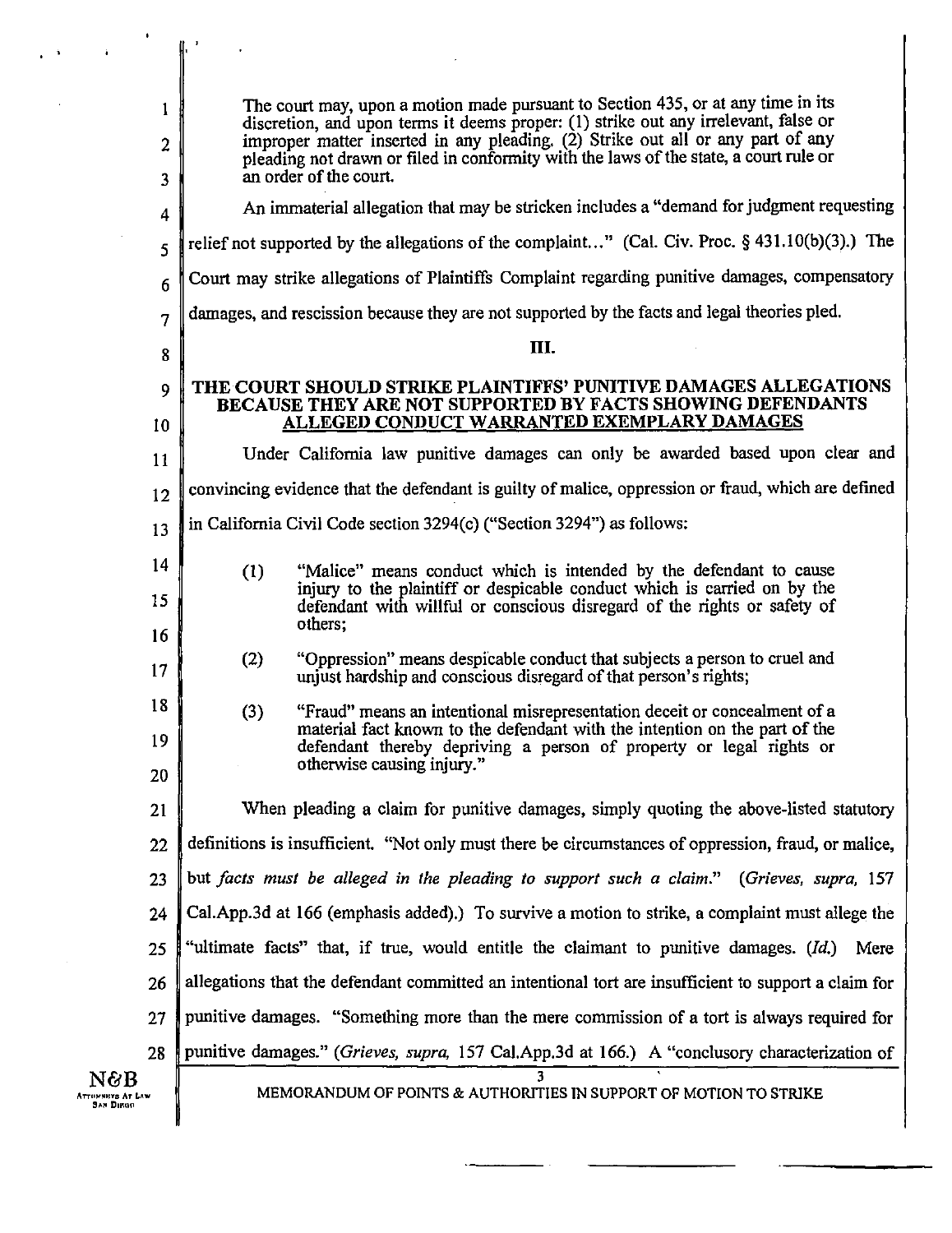> The court may, upon a motion made pursuant to Section 435, or at any time in its discretion, and upon terms it deems proper: (1) strike out any irrelevant, false or improper matter inserted in any pleading. (2) Strike out all or any part of any pleading not drawn or filed in conformity with the laws of the state, a court rule or an order of the court.

An immaterial allegation that may be stricken includes a "demand for judgment requesting relief not supported by the allegations of the complaint..." (Cal. Civ. Proc. § 431.10(b)(3).) The Court may strike allegations of Plaintiffs Complaint regarding punitive damages, compensatory damages, and rescission because they are not supported by the facts and legal theories pled.

## III.

## THE COURT SHOULD STRIKE PLAINTIFFS' PUNITIVE DAMAGES ALLEGATIONS BECAUSE THEY ARE NOT SUPPORTED BY FACTS SHOWING DEFENDANTS ALLEGED CONDUCT WARRANTED EXEMPLARY DAMAGES

Under California law punitive damages can only be awarded based upon clear and convincing evidence that the defendant is guilty of malice, oppression or fraud, which are defined in California Civil Code section 3294(c) ("Section 3294") as follows:

> (1) "Malice" means conduct which is intended by the defendant to cause injury to the plaintiff or despicable conduct which is carried on by the defendant with willful or conscious disregard of the rights or safety of others;
>
> (2) "Oppression" means despicable conduct that subjects a person to cruel and unjust hardship and conscious disregard of that person's rights;
>
> (3) "Fraud" means an intentional misrepresentation deceit or concealment of a material fact known to the defendant with the intention on the part of the defendant thereby depriving a person of property or legal rights or otherwise causing injury."

When pleading a claim for punitive damages, simply quoting the above-listed statutory definitions is insufficient. "Not only must there be circumstances of oppression, fraud, or malice, but *facts must be alleged in the pleading to support such a claim*." (*Grieves, supra,* 157 Cal.App.3d at 166 (emphasis added).) To survive a motion to strike, a complaint must allege the "ultimate facts" that, if true, would entitle the claimant to punitive damages. (*Id.*) Mere allegations that the defendant committed an intentional tort are insufficient to support a claim for punitive damages. "Something more than the mere commission of a tort is always required for punitive damages." (*Grieves, supra,* 157 Cal.App.3d at 166.) A "conclusory characterization of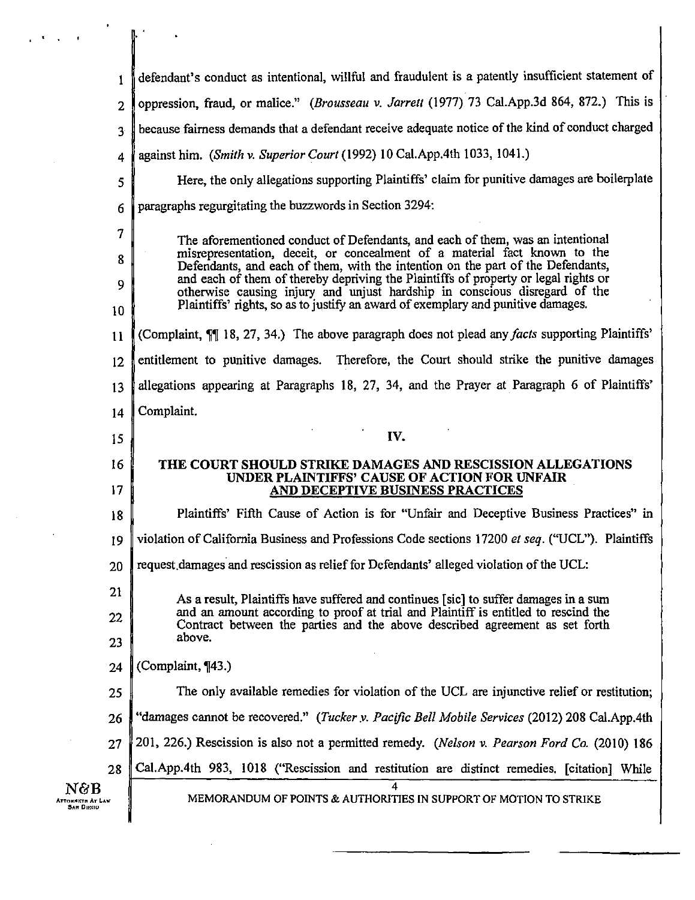defendant's conduct as intentional, willful and fraudulent is a patently insufficient statement of oppression, fraud, or malice." (*Brousseau v. Jarrett* (1977) 73 Cal.App.3d 864, 872.) This is because fairness demands that a defendant receive adequate notice of the kind of conduct charged against him. (*Smith v. Superior Court* (1992) 10 Cal.App.4th 1033, 1041.)

Here, the only allegations supporting Plaintiffs' claim for punitive damages are boilerplate paragraphs regurgitating the buzzwords in Section 3294:

> The aforementioned conduct of Defendants, and each of them, was an intentional misrepresentation, deceit, or concealment of a material fact known to the Defendants, and each of them, with the intention on the part of the Defendants, and each of them of thereby depriving the Plaintiffs of property or legal rights or otherwise causing injury and unjust hardship in conscious disregard of the Plaintiffs' rights, so as to justify an award of exemplary and punitive damages.

(Complaint, ¶¶ 18, 27, 34.) The above paragraph does not plead any *facts* supporting Plaintiffs' entitlement to punitive damages. Therefore, the Court should strike the punitive damages allegations appearing at Paragraphs 18, 27, 34, and the Prayer at Paragraph 6 of Plaintiffs' Complaint.

## IV.

## THE COURT SHOULD STRIKE DAMAGES AND RESCISSION ALLEGATIONS UNDER PLAINTIFFS' CAUSE OF ACTION FOR UNFAIR AND DECEPTIVE BUSINESS PRACTICES

Plaintiffs' Fifth Cause of Action is for "Unfair and Deceptive Business Practices" in violation of California Business and Professions Code sections 17200 *et seq.* ("UCL"). Plaintiffs request damages and rescission as relief for Defendants' alleged violation of the UCL:

> As a result, Plaintiffs have suffered and continues [sic] to suffer damages in a sum and an amount according to proof at trial and Plaintiff is entitled to rescind the Contract between the parties and the above described agreement as set forth above.

(Complaint, ¶43.)

The only available remedies for violation of the UCL are injunctive relief or restitution; "damages cannot be recovered." (*Tucker v. Pacific Bell Mobile Services* (2012) 208 Cal.App.4th 201, 226.) Rescission is also not a permitted remedy. (*Nelson v. Pearson Ford Co.* (2010) 186 Cal.App.4th 983, 1018 ("Rescission and restitution are distinct remedies. [citation] While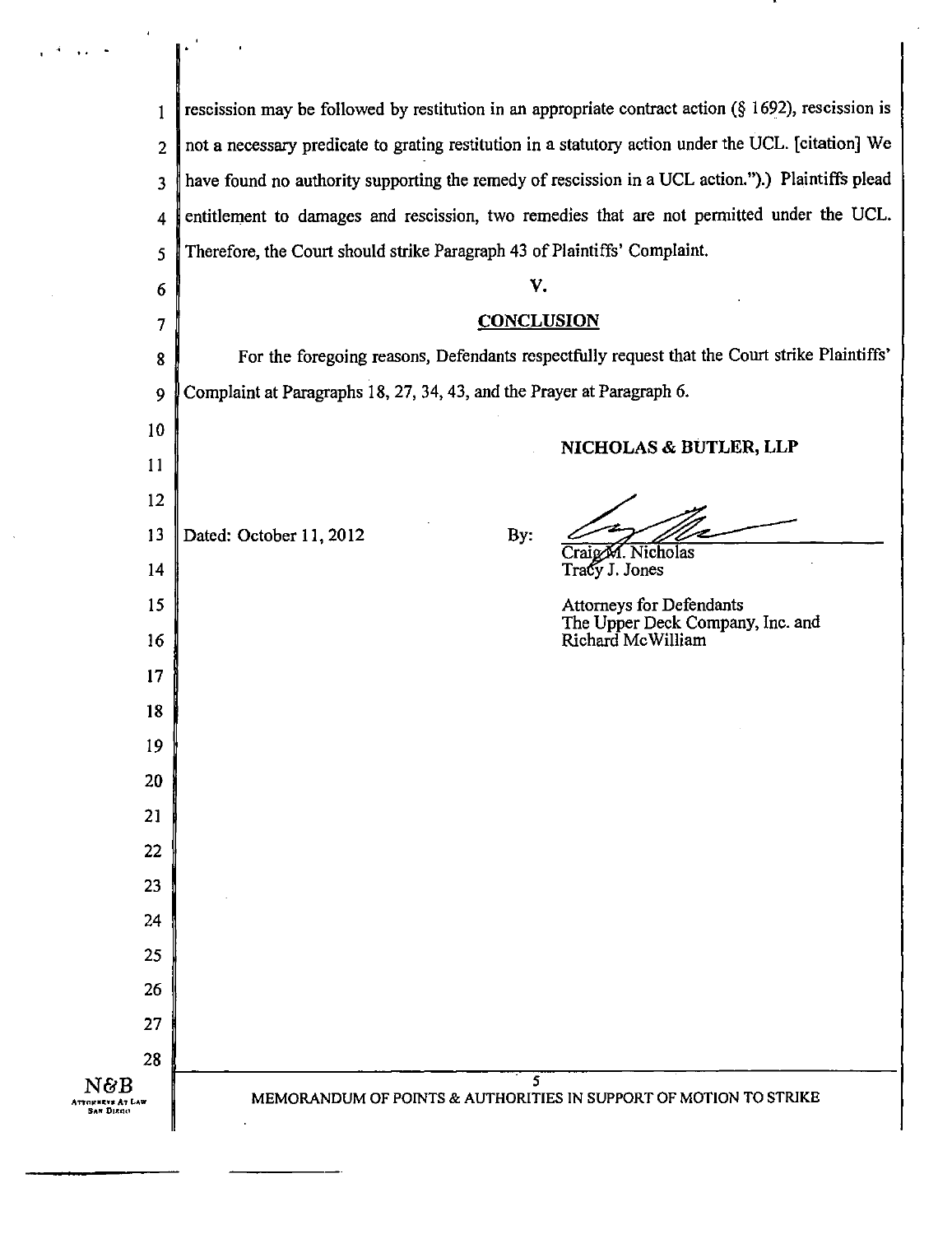rescission may be followed by restitution in an appropriate contract action (§ 1692), rescission is not a necessary predicate to grating restitution in a statutory action under the UCL. [citation] We have found no authority supporting the remedy of rescission in a UCL action.").) Plaintiffs plead entitlement to damages and rescission, two remedies that are not permitted under the UCL. Therefore, the Court should strike Paragraph 43 of Plaintiffs' Complaint.

## V.

## CONCLUSION

For the foregoing reasons, Defendants respectfully request that the Court strike Plaintiffs' Complaint at Paragraphs 18, 27, 34, 43, and the Prayer at Paragraph 6.

**NICHOLAS & BUTLER, LLP**

Dated: October 11, 2012

By: ______________________
Craig M. Nicholas
Tracy J. Jones

Attorneys for Defendants
The Upper Deck Company, Inc. and
Richard McWilliam

MEMORANDUM OF POINTS & AUTHORITIES IN SUPPORT OF MOTION TO STRIKE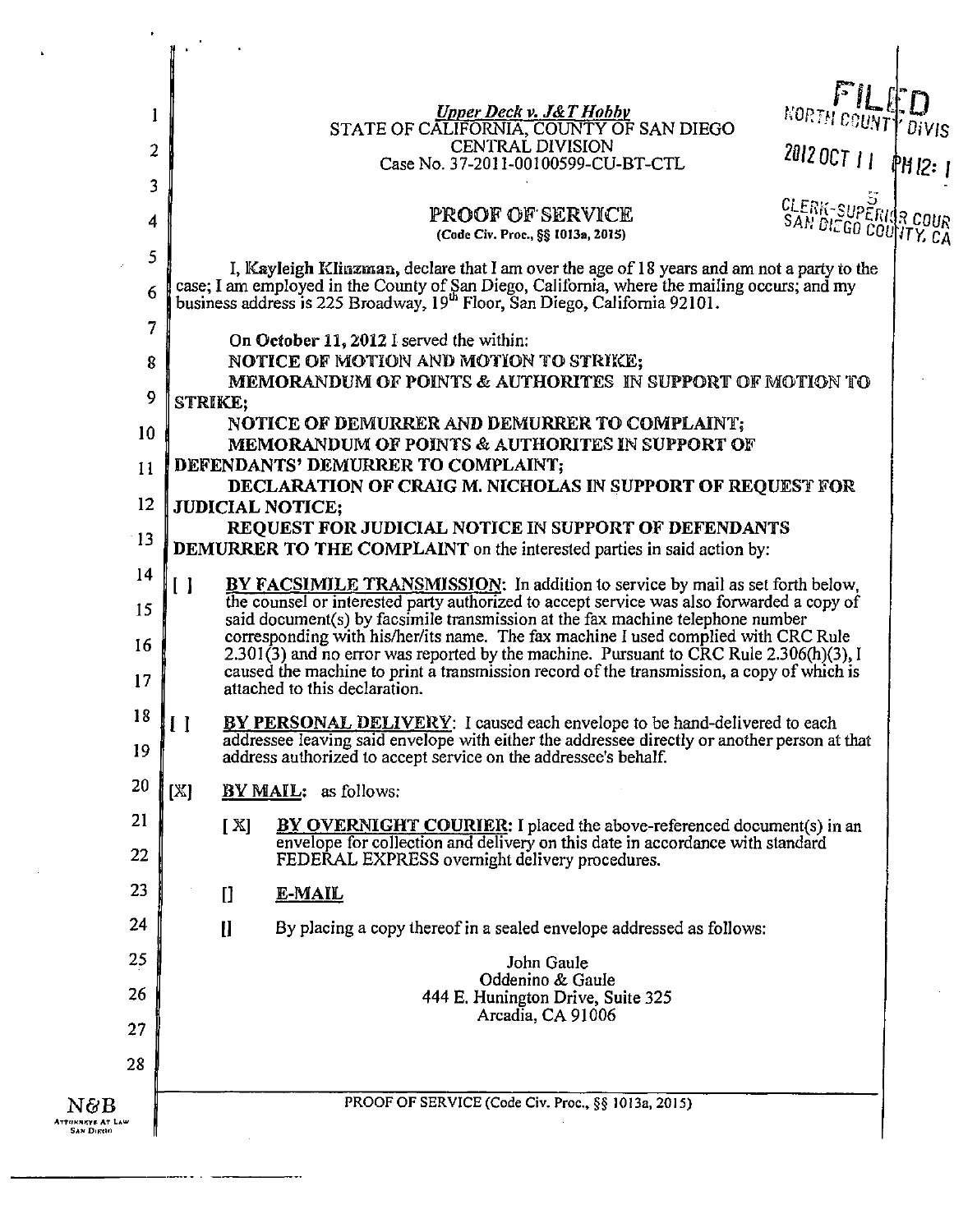*Upper Deck v. J&T Hobby*
STATE OF CALIFORNIA, COUNTY OF SAN DIEGO
CENTRAL DIVISION
Case No. 37-2011-00100599-CU-BT-CTL

FILED
NORTH COUNTY DIVIS
2012 OCT 11 PM 12: 1
CLERK-SUPERIOR COUR
SAN DIEGO COUNTY, CA

# PROOF OF SERVICE

(Code Civ. Proc., §§ 1013a, 2015)

I, Kayleigh Klinzman, declare that I am over the age of 18 years and am not a party to the case; I am employed in the County of San Diego, California, where the mailing occurs; and my business address is 225 Broadway, 19th Floor, San Diego, California 92101.

On **October 11, 2012** I served the within:
**NOTICE OF MOTION AND MOTION TO STRIKE;**
**MEMORANDUM OF POINTS & AUTHORITES IN SUPPORT OF MOTION TO STRIKE;**
**NOTICE OF DEMURRER AND DEMURRER TO COMPLAINT;**
**MEMORANDUM OF POINTS & AUTHORITES IN SUPPORT OF DEFENDANTS' DEMURRER TO COMPLAINT;**
**DECLARATION OF CRAIG M. NICHOLAS IN SUPPORT OF REQUEST FOR JUDICIAL NOTICE;**
**REQUEST FOR JUDICIAL NOTICE IN SUPPORT OF DEFENDANTS DEMURRER TO THE COMPLAINT** on the interested parties in said action by:

[ ] **BY FACSIMILE TRANSMISSION**: In addition to service by mail as set forth below, the counsel or interested party authorized to accept service was also forwarded a copy of said document(s) by facsimile transmission at the fax machine telephone number corresponding with his/her/its name. The fax machine I used complied with CRC Rule 2.301(3) and no error was reported by the machine. Pursuant to CRC Rule 2.306(h)(3), I caused the machine to print a transmission record of the transmission, a copy of which is attached to this declaration.

[ ] **BY PERSONAL DELIVERY**: I caused each envelope to be hand-delivered to each addressee leaving said envelope with either the addressee directly or another person at that address authorized to accept service on the addressee's behalf.

[X] **BY MAIL**: as follows:

[X] **BY OVERNIGHT COURIER**: I placed the above-referenced document(s) in an envelope for collection and delivery on this date in accordance with standard FEDERAL EXPRESS overnight delivery procedures.

[] **E-MAIL**

[] By placing a copy thereof in a sealed envelope addressed as follows:

John Gaule
Oddenino & Gaule
444 E. Hunington Drive, Suite 325
Arcadia, CA 91006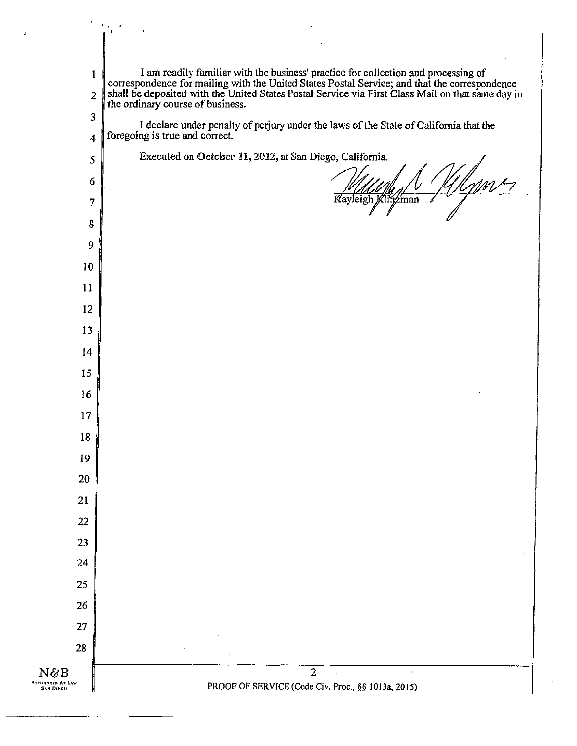I am readily familiar with the business' practice for collection and processing of correspondence for mailing with the United States Postal Service; and that the correspondence shall be deposited with the United States Postal Service via First Class Mail on that same day in the ordinary course of business.

I declare under penalty of perjury under the laws of the State of California that the foregoing is true and correct.

Executed on October 11, 2012, at San Diego, California.

Kayleigh Klinzman

PROOF OF SERVICE (Code Civ. Proc., §§ 1013a, 2015)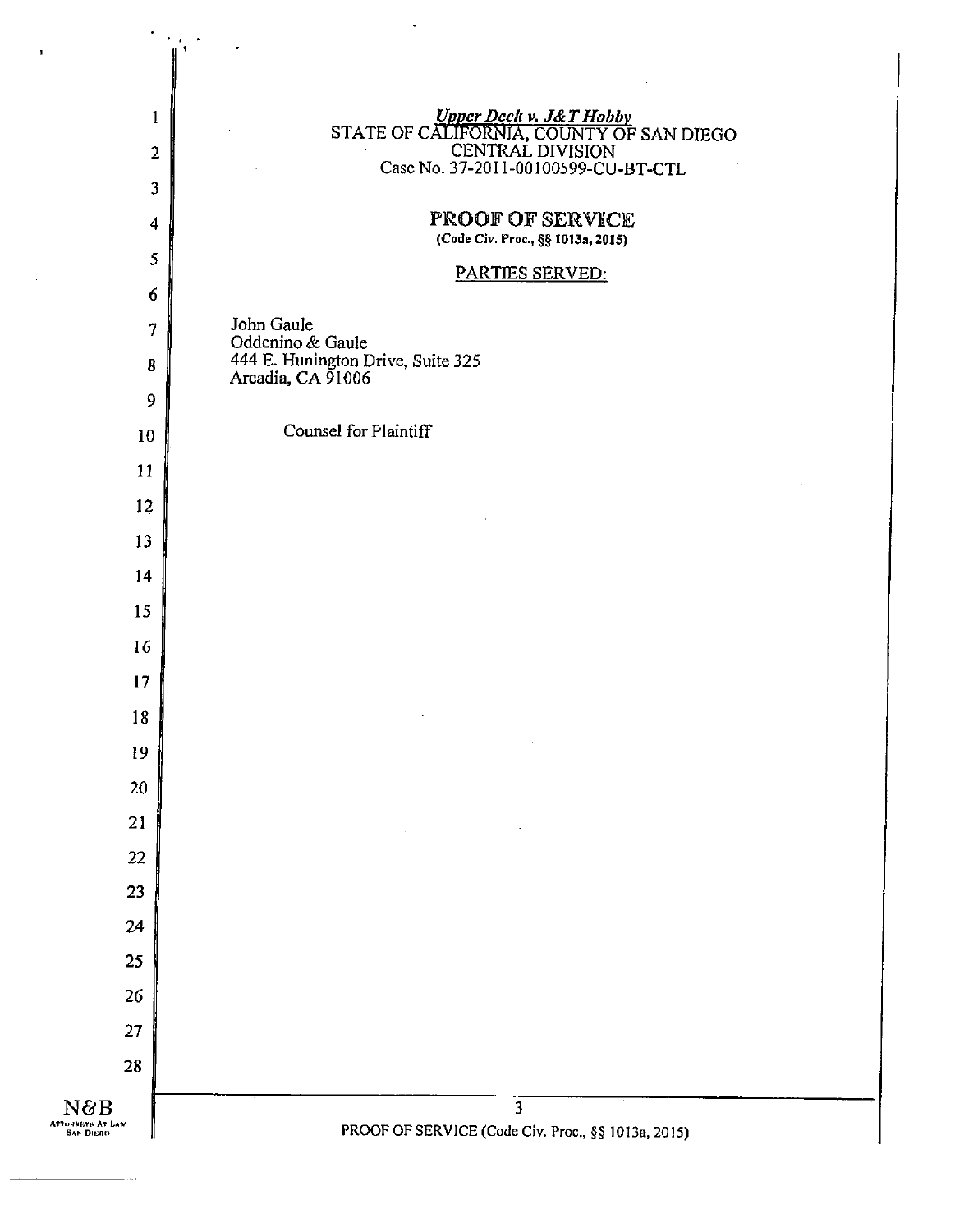*Upper Deck v. J&T Hobby*
STATE OF CALIFORNIA, COUNTY OF SAN DIEGO
CENTRAL DIVISION
Case No. 37-2011-00100599-CU-BT-CTL

# PROOF OF SERVICE

**(Code Civ. Proc., §§ 1013a, 2015)**

PARTIES SERVED:

John Gaule
Oddenino & Gaule
444 E. Hunington Drive, Suite 325
Arcadia, CA 91006

Counsel for Plaintiff